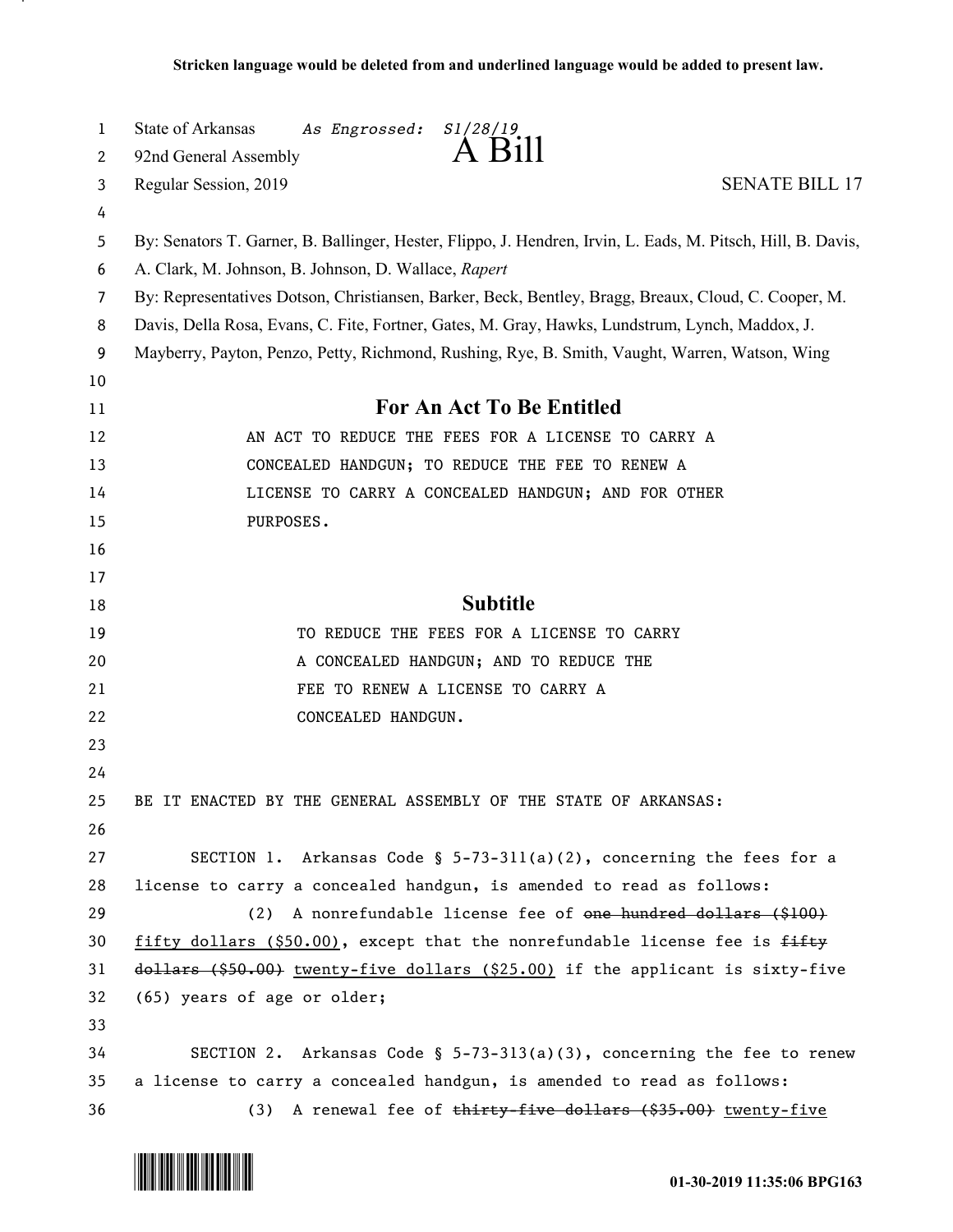**Stricken language would be deleted from and underlined language would be added to present law.**

State of Arkansas *As Engrossed: S1/28/19*

92nd General Assembly

# A Bill

Regular Session, 2019 SENATE BILL 17

By: Senators T. Garner, B. Ballinger, Hester, Flippo, J. Hendren, Irvin, L. Eads, M. Pitsch, Hill, B. Davis, A. Clark, M. Johnson, B. Johnson, D. Wallace, *Rapert*

By: Representatives Dotson, Christiansen, Barker, Beck, Bentley, Bragg, Breaux, Cloud, C. Cooper, M. Davis, Della Rosa, Evans, C. Fite, Fortner, Gates, M. Gray, Hawks, Lundstrum, Lynch, Maddox, J. Mayberry, Payton, Penzo, Petty, Richmond, Rushing, Rye, B. Smith, Vaught, Warren, Watson, Wing

## For An Act To Be Entitled

AN ACT TO REDUCE THE FEES FOR A LICENSE TO CARRY A CONCEALED HANDGUN; TO REDUCE THE FEE TO RENEW A LICENSE TO CARRY A CONCEALED HANDGUN; AND FOR OTHER PURPOSES.

## Subtitle

TO REDUCE THE FEES FOR A LICENSE TO CARRY A CONCEALED HANDGUN; AND TO REDUCE THE FEE TO RENEW A LICENSE TO CARRY A CONCEALED HANDGUN.

BE IT ENACTED BY THE GENERAL ASSEMBLY OF THE STATE OF ARKANSAS:

SECTION 1. Arkansas Code § 5-73-311(a)(2), concerning the fees for a license to carry a concealed handgun, is amended to read as follows:

(2) A nonrefundable license fee of ~~one hundred dollars ($100)~~ <u>fifty dollars ($50.00)</u>, except that the nonrefundable license fee is ~~fifty dollars ($50.00)~~ <u>twenty-five dollars ($25.00)</u> if the applicant is sixty-five (65) years of age or older;

SECTION 2. Arkansas Code § 5-73-313(a)(3), concerning the fee to renew a license to carry a concealed handgun, is amended to read as follows:

(3) A renewal fee of ~~thirty-five dollars ($35.00)~~ <u>twenty-five</u>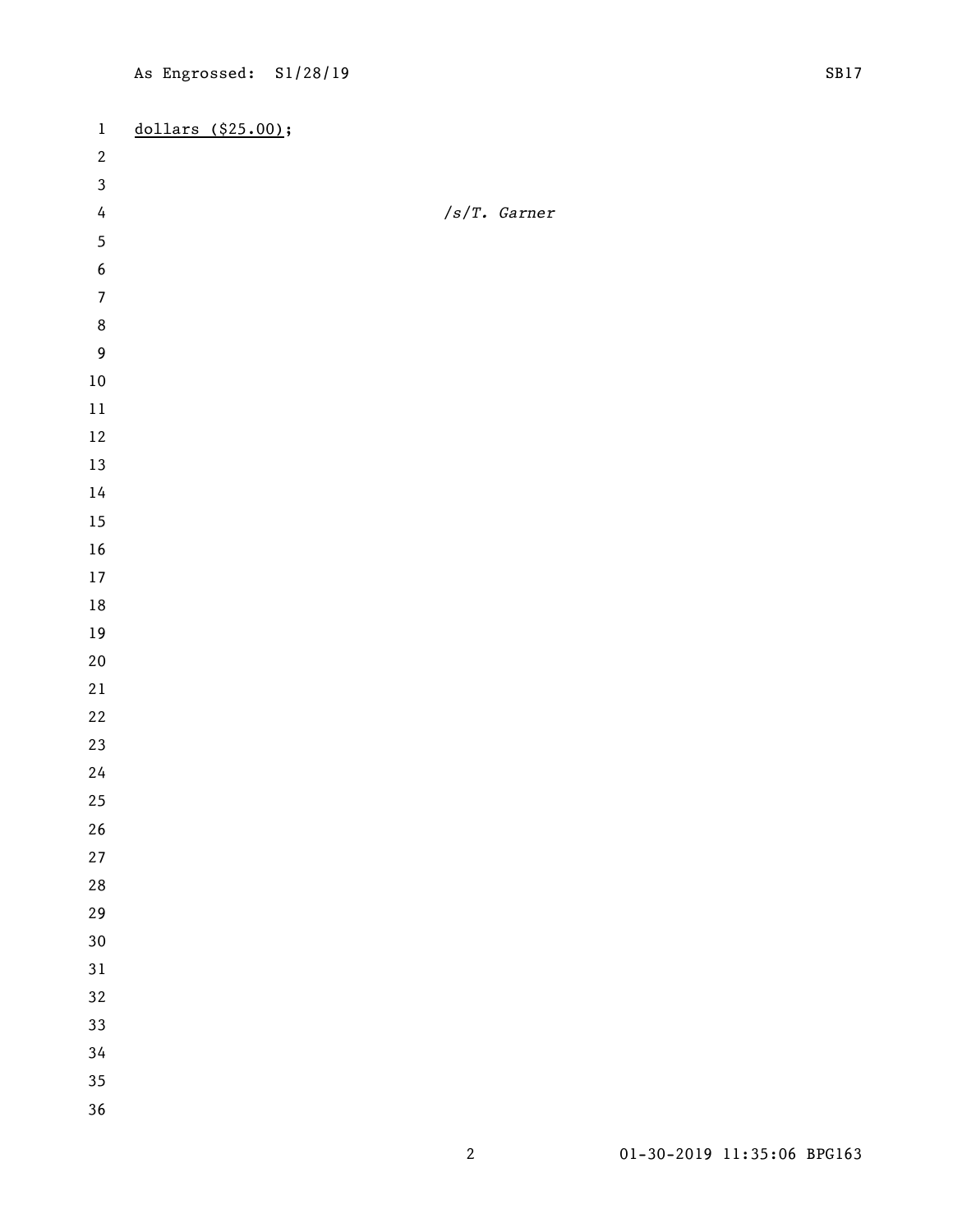<u>dollars ($25.00)</u>;

*/s/T. Garner*